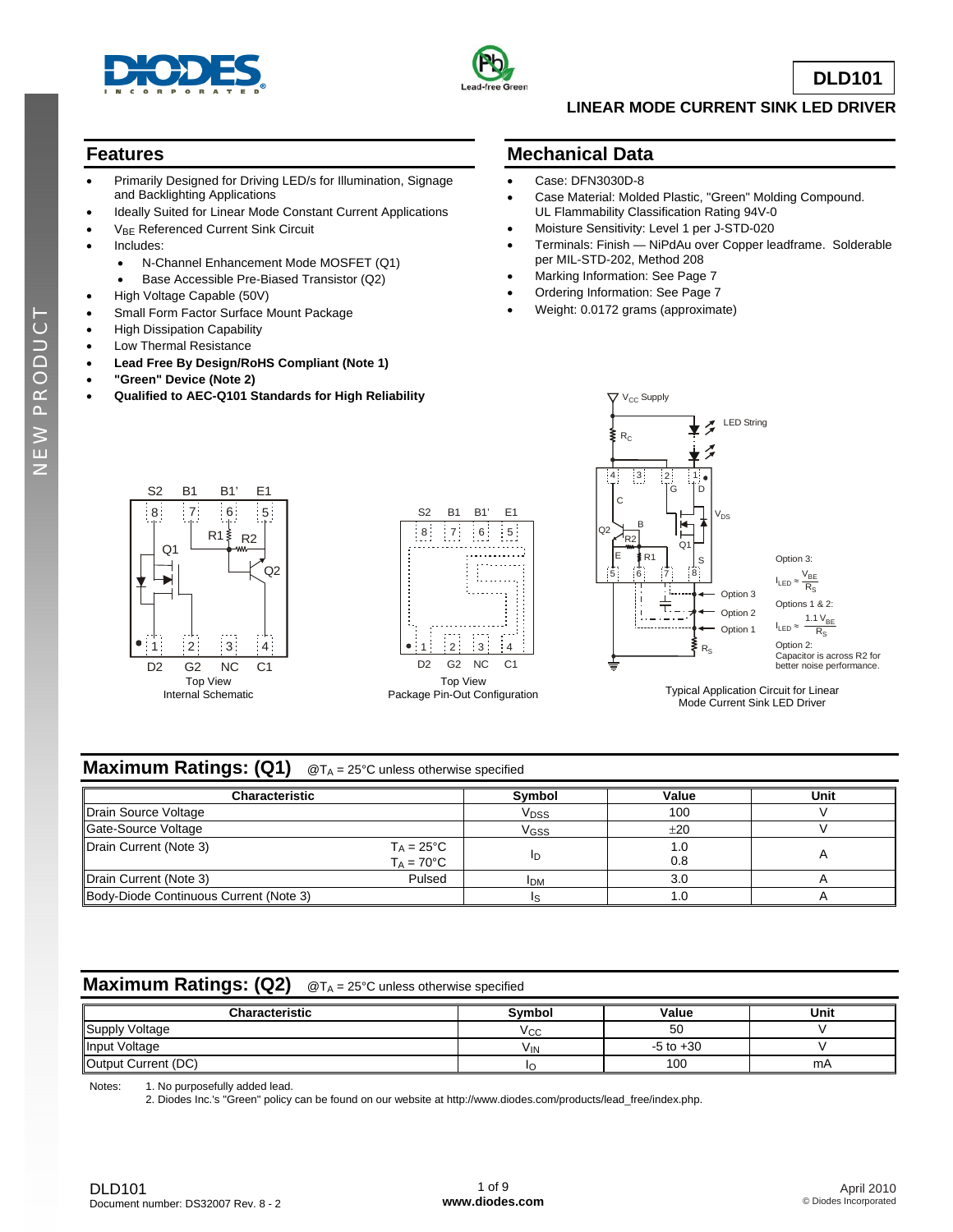# DLD101

## LINEAR MODE CURRENT SINK LED DRIVER

## Features

- Primarily Designed for Driving LED/s for Illumination, Signage and Backlighting Applications
- Ideally Suited for Linear Mode Constant Current Applications
- $V_{BE}$ Referenced Current Sink Circuit
- Includes:
  - N-Channel Enhancement Mode MOSFET (Q1)
  - Base Accessible Pre-Biased Transistor (Q2)
- High Voltage Capable (50V)
- Small Form Factor Surface Mount Package
- High Dissipation Capability
- Low Thermal Resistance
- **Lead Free By Design/RoHS Compliant (Note 1)**
- **"Green" Device (Note 2)**
- **Qualified to AEC-Q101 Standards for High Reliability**

## Mechanical Data

- Case: DFN3030D-8
- Case Material: Molded Plastic, "Green" Molding Compound. UL Flammability Classification Rating 94V-0
- Moisture Sensitivity: Level 1 per J-STD-020
- Terminals: Finish — NiPdAu over Copper leadframe. Solderable per MIL-STD-202, Method 208
- Marking Information: See Page 7
- Ordering Information: See Page 7
- Weight: 0.0172 grams (approximate)

Top View
Internal Schematic

Top View
Package Pin-Out Configuration

Option 3: $I_{LED} \approx \frac{V_{BE}}{R_S}$

Options 1 & 2: $I_{LED} \approx \frac{1.1\,V_{BE}}{R_S}$

Option 2: Capacitor is across R2 for better noise performance.

Typical Application Circuit for Linear Mode Current Sink LED Driver

## Maximum Ratings: (Q1) @$T_A$ = 25°C unless otherwise specified

| Characteristic | | Symbol | Value | Unit |
|---|---|---|---|---|
| Drain Source Voltage | | $V_{DSS}$ | 100 | V |
| Gate-Source Voltage | | $V_{GSS}$ | ±20 | V |
| Drain Current (Note 3) | $T_A$ = 25°C<br>$T_A$ = 70°C | $I_D$ | 1.0<br>0.8 | A |
| Drain Current (Note 3) | Pulsed | $I_{DM}$ | 3.0 | A |
| Body-Diode Continuous Current (Note 3) | | $I_S$ | 1.0 | A |

## Maximum Ratings: (Q2) @$T_A$ = 25°C unless otherwise specified

| Characteristic | Symbol | Value | Unit |
|---|---|---|---|
| Supply Voltage | $V_{CC}$ | 50 | V |
| Input Voltage | $V_{IN}$ | -5 to +30 | V |
| Output Current (DC) | $I_O$ | 100 | mA |

Notes:
1. No purposefully added lead.
2. Diodes Inc.'s "Green" policy can be found on our website at http://www.diodes.com/products/lead_free/index.php.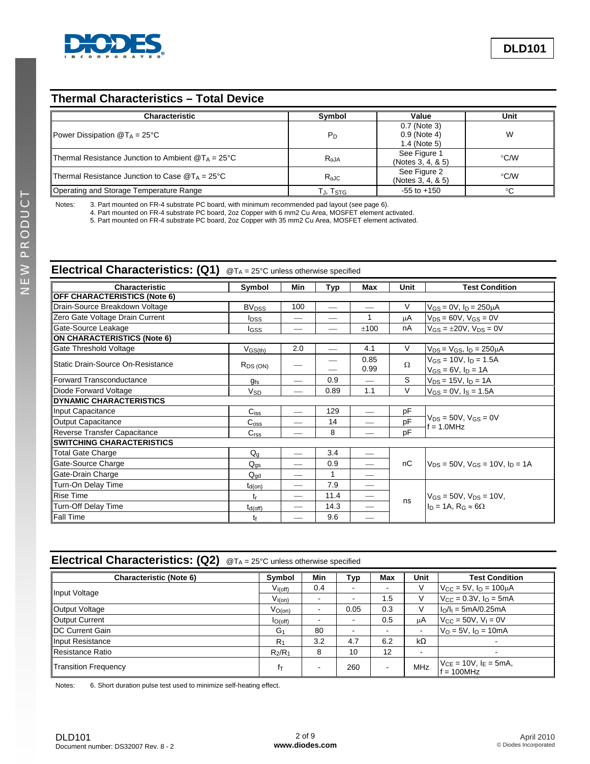## Thermal Characteristics – Total Device

| Characteristic | Symbol | Value | Unit |
|---|---|---|---|
| Power Dissipation @$T_A$ = 25°C | $P_D$ | 0.7 (Note 3)<br>0.9 (Note 4)<br>1.4 (Note 5) | W |
| Thermal Resistance Junction to Ambient @$T_A$ = 25°C | $R_{\theta JA}$ | See Figure 1<br>(Notes 3, 4, & 5) | °C/W |
| Thermal Resistance Junction to Case @$T_A$ = 25°C | $R_{\theta JC}$ | See Figure 2<br>(Notes 3, 4, & 5) | °C/W |
| Operating and Storage Temperature Range | $T_J$, $T_{STG}$ | -55 to +150 | °C |

Notes: 3. Part mounted on FR-4 substrate PC board, with minimum recommended pad layout (see page 6).
4. Part mounted on FR-4 substrate PC board, 2oz Copper with 6 mm2 Cu Area, MOSFET element activated.
5. Part mounted on FR-4 substrate PC board, 2oz Copper with 35 mm2 Cu Area, MOSFET element activated.

## Electrical Characteristics: (Q1) @$T_A$ = 25°C unless otherwise specified

| Characteristic | Symbol | Min | Typ | Max | Unit | Test Condition |
|---|---|---|---|---|---|---|
| **OFF CHARACTERISTICS (Note 6)** | | | | | | |
| Drain-Source Breakdown Voltage | $BV_{DSS}$ | 100 | — | — | V | $V_{GS}$ = 0V, $I_D$ = 250μA |
| Zero Gate Voltage Drain Current | $I_{DSS}$ | — | — | 1 | μA | $V_{DS}$ = 60V, $V_{GS}$ = 0V |
| Gate-Source Leakage | $I_{GSS}$ | — | — | ±100 | nA | $V_{GS}$ = ±20V, $V_{DS}$ = 0V |
| **ON CHARACTERISTICS (Note 6)** | | | | | | |
| Gate Threshold Voltage | $V_{GS(th)}$ | 2.0 | — | 4.1 | V | $V_{DS}$ = $V_{GS}$, $I_D$ = 250μA |
| Static Drain-Source On-Resistance | $R_{DS\ (ON)}$ | — | —<br>— | 0.85<br>0.99 | Ω | $V_{GS}$ = 10V, $I_D$ = 1.5A<br>$V_{GS}$ = 6V, $I_D$ = 1A |
| Forward Transconductance | $g_{fs}$ | — | 0.9 | — | S | $V_{DS}$ = 15V, $I_D$ = 1A |
| Diode Forward Voltage | $V_{SD}$ | — | 0.89 | 1.1 | V | $V_{GS}$ = 0V, $I_S$ = 1.5A |
| **DYNAMIC CHARACTERISTICS** | | | | | | |
| Input Capacitance | $C_{iss}$ | — | 129 | — | pF | $V_{DS}$ = 50V, $V_{GS}$ = 0V<br>f = 1.0MHz |
| Output Capacitance | $C_{oss}$ | — | 14 | — | pF | |
| Reverse Transfer Capacitance | $C_{rss}$ | — | 8 | — | pF | |
| **SWITCHING CHARACTERISTICS** | | | | | | |
| Total Gate Charge | $Q_g$ | — | 3.4 | — | nC | $V_{DS}$ = 50V, $V_{GS}$ = 10V, $I_D$ = 1A |
| Gate-Source Charge | $Q_{gs}$ | — | 0.9 | — | | |
| Gate-Drain Charge | $Q_{gd}$ | — | 1 | — | | |
| Turn-On Delay Time | $t_{d(on)}$ | — | 7.9 | — | ns | $V_{GS}$ = 50V, $V_{DS}$ = 10V,<br>$I_D$ = 1A, $R_G$ ≈ 6Ω |
| Rise Time | $t_r$ | — | 11.4 | — | | |
| Turn-Off Delay Time | $t_{d(off)}$ | — | 14.3 | — | | |
| Fall Time | $t_f$ | — | 9.6 | — | | |

## Electrical Characteristics: (Q2) @$T_A$ = 25°C unless otherwise specified

| Characteristic (Note 6) | Symbol | Min | Typ | Max | Unit | Test Condition |
|---|---|---|---|---|---|---|
| Input Voltage | $V_{I(off)}$ | 0.4 | - | - | V | $V_{CC}$ = 5V, $I_O$ = 100μA |
| | $V_{I(on)}$ | - | - | 1.5 | V | $V_{CC}$ = 0.3V, $I_O$ = 5mA |
| Output Voltage | $V_{O(on)}$ | - | 0.05 | 0.3 | V | $I_O/I_I$ = 5mA/0.25mA |
| Output Current | $I_{O(off)}$ | - | - | 0.5 | μA | $V_{CC}$ = 50V, $V_I$ = 0V |
| DC Current Gain | $G_1$ | 80 | - | - | - | $V_O$ = 5V, $I_O$ = 10mA |
| Input Resistance | $R_1$ | 3.2 | 4.7 | 6.2 | kΩ | - |
| Resistance Ratio | $R_2/R_1$ | 8 | 10 | 12 | - | - |
| Transition Frequency | $f_T$ | - | 260 | - | MHz | $V_{CE}$ = 10V, $I_E$ = 5mA,<br>f = 100MHz |

Notes: 6. Short duration pulse test used to minimize self-heating effect.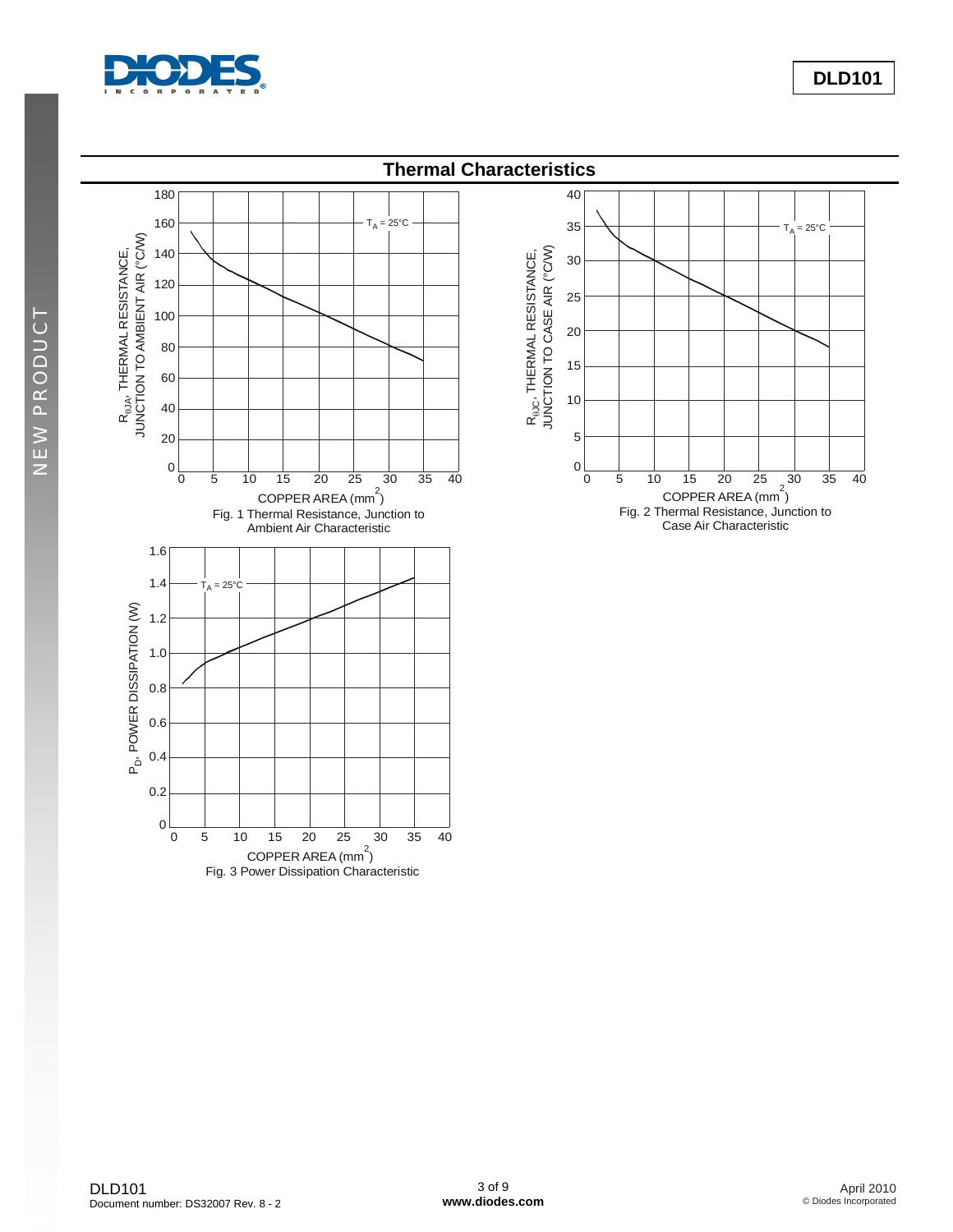## Thermal Characteristics

Fig. 1 Thermal Resistance, Junction to Ambient Air Characteristic

Fig. 2 Thermal Resistance, Junction to Case Air Characteristic

Fig. 3 Power Dissipation Characteristic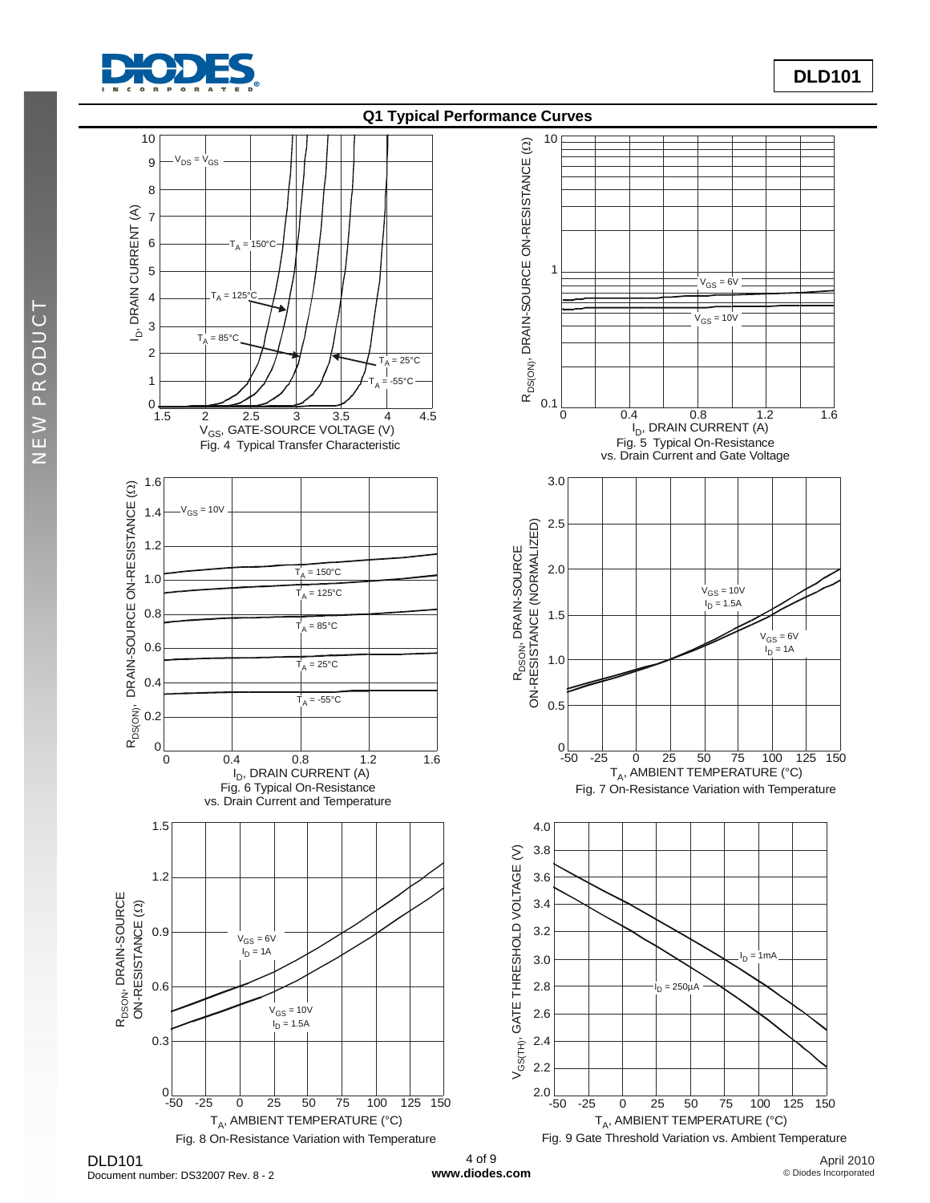## Q1 Typical Performance Curves

Fig. 4 Typical Transfer Characteristic

Fig. 5 Typical On-Resistance vs. Drain Current and Gate Voltage

Fig. 6 Typical On-Resistance vs. Drain Current and Temperature

Fig. 7 On-Resistance Variation with Temperature

Fig. 8 On-Resistance Variation with Temperature

Fig. 9 Gate Threshold Variation vs. Ambient Temperature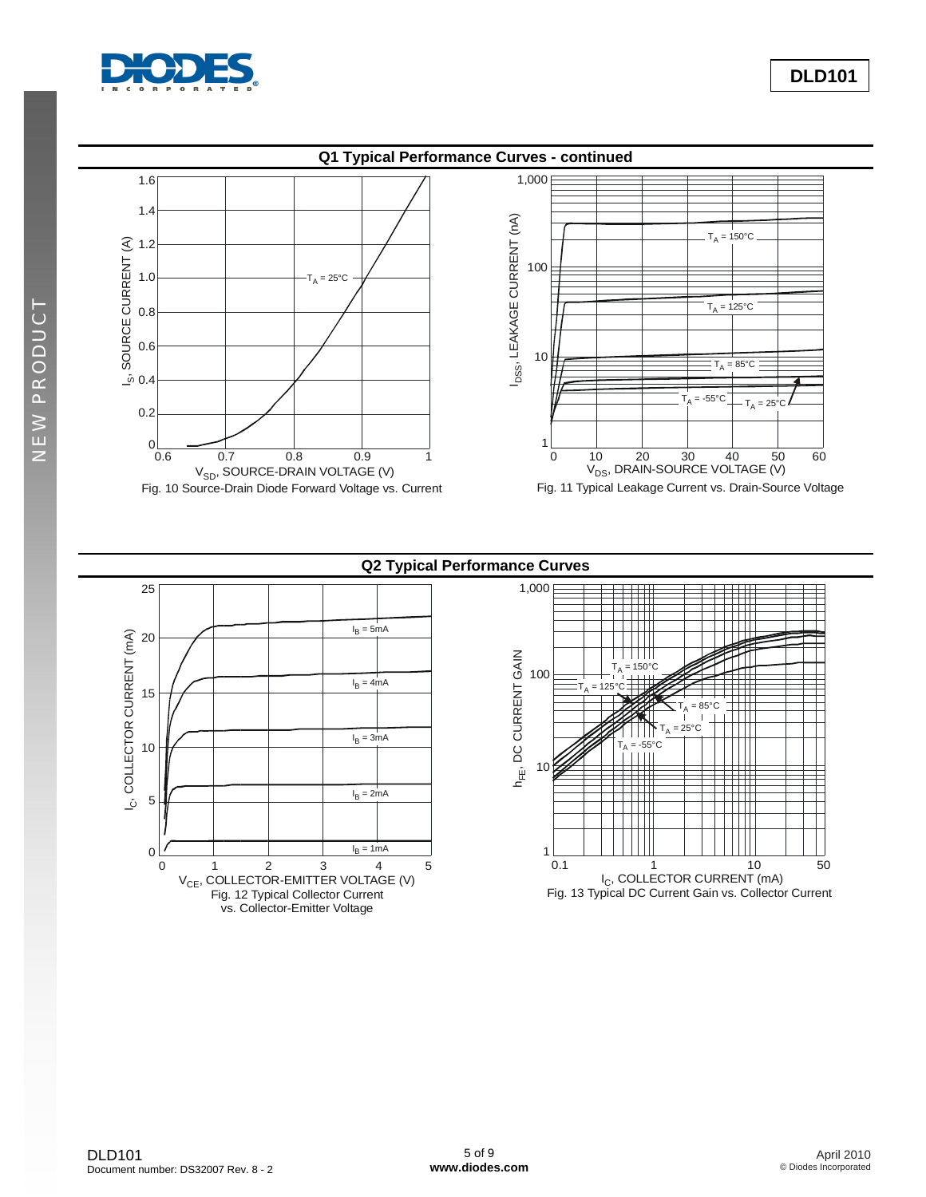## Q1 Typical Performance Curves - continued

Fig. 10 Source-Drain Diode Forward Voltage vs. Current

Fig. 11 Typical Leakage Current vs. Drain-Source Voltage

## Q2 Typical Performance Curves

Fig. 12 Typical Collector Current vs. Collector-Emitter Voltage

Fig. 13 Typical DC Current Gain vs. Collector Current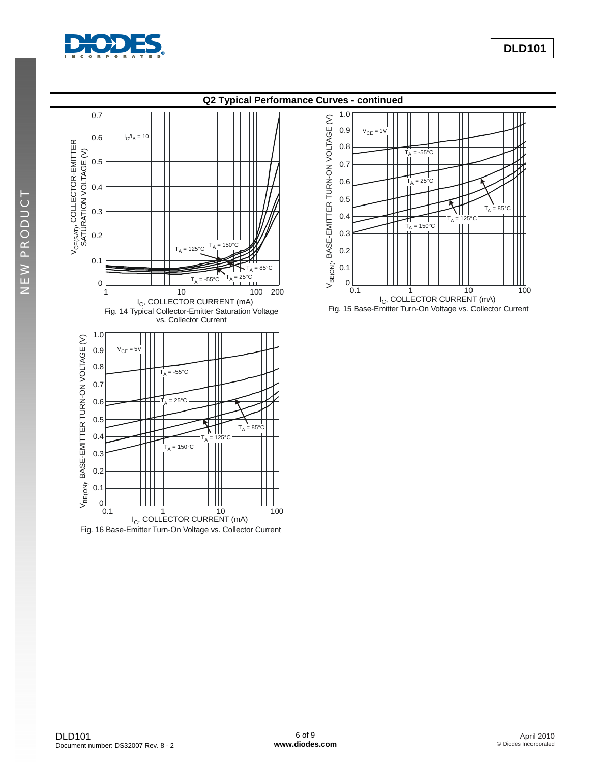## Q2 Typical Performance Curves - continued

Fig. 14 Typical Collector-Emitter Saturation Voltage vs. Collector Current

Fig. 15 Base-Emitter Turn-On Voltage vs. Collector Current

Fig. 16 Base-Emitter Turn-On Voltage vs. Collector Current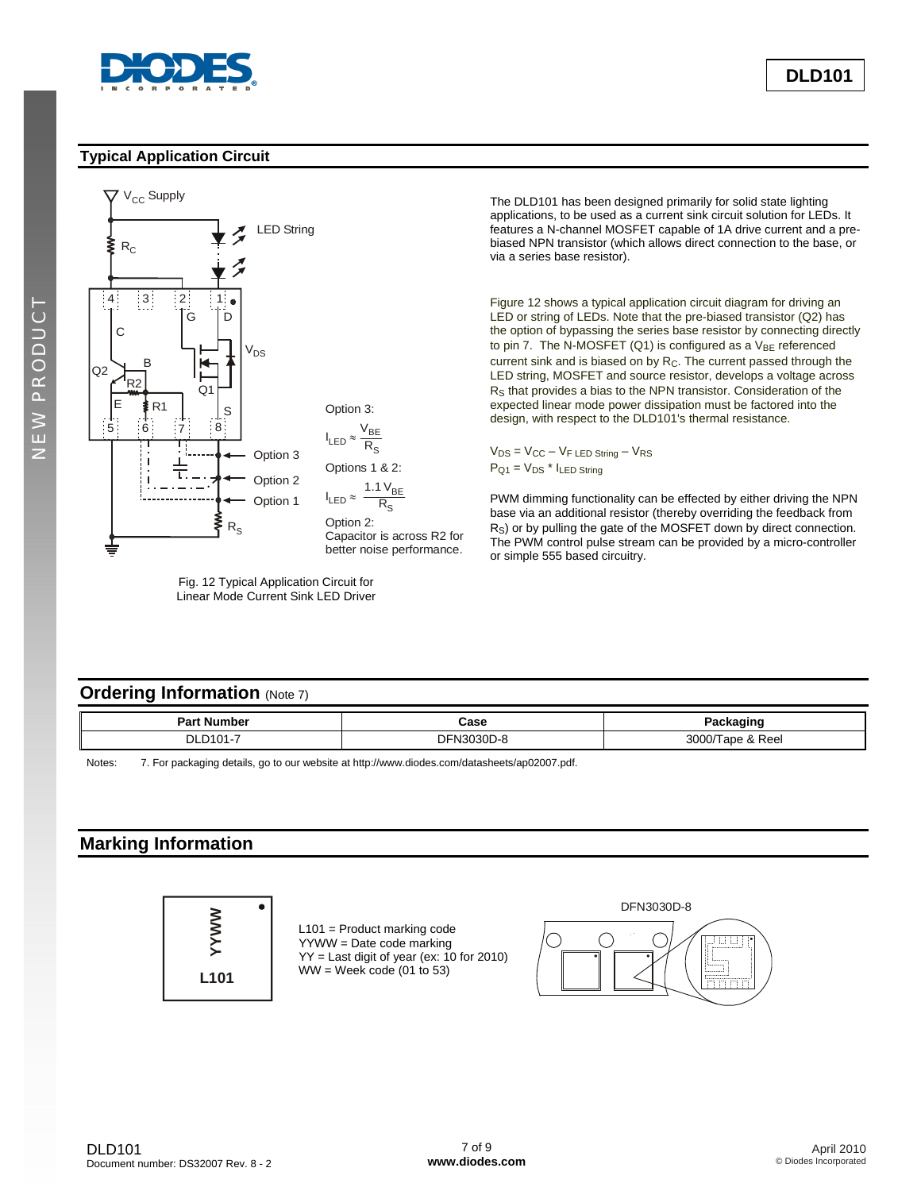## Typical Application Circuit

Option 3:

$$I_{LED} \approx \frac{V_{BE}}{R_S}$$

Options 1 & 2:

$$I_{LED} \approx \frac{1.1\,V_{BE}}{R_S}$$

Option 2:
Capacitor is across R2 for better noise performance.

Fig. 12 Typical Application Circuit for Linear Mode Current Sink LED Driver

The DLD101 has been designed primarily for solid state lighting applications, to be used as a current sink circuit solution for LEDs. It features a N-channel MOSFET capable of 1A drive current and a pre-biased NPN transistor (which allows direct connection to the base, or via a series base resistor).

Figure 12 shows a typical application circuit diagram for driving an LED or string of LEDs. Note that the pre-biased transistor (Q2) has the option of bypassing the series base resistor by connecting directly to pin 7. The N-MOSFET (Q1) is configured as a $V_{BE}$ referenced current sink and is biased on by $R_C$. The current passed through the LED string, MOSFET and source resistor, develops a voltage across $R_S$ that provides a bias to the NPN transistor. Consideration of the expected linear mode power dissipation must be factored into the design, with respect to the DLD101's thermal resistance.

$V_{DS} = V_{CC} - V_{F\ LED\ String} - V_{RS}$
$P_{Q1} = V_{DS} * I_{LED\ String}$

PWM dimming functionality can be effected by either driving the NPN base via an additional resistor (thereby overriding the feedback from $R_S$) or by pulling the gate of the MOSFET down by direct connection. The PWM control pulse stream can be provided by a micro-controller or simple 555 based circuitry.

## Ordering Information (Note 7)

| Part Number | Case | Packaging |
|---|---|---|
| DLD101-7 | DFN3030D-8 | 3000/Tape & Reel |

Notes: 7. For packaging details, go to our website at http://www.diodes.com/datasheets/ap02007.pdf.

## Marking Information

L101 = Product marking code
YYWW = Date code marking
YY = Last digit of year (ex: 10 for 2010)
WW = Week code (01 to 53)

DFN3030D-8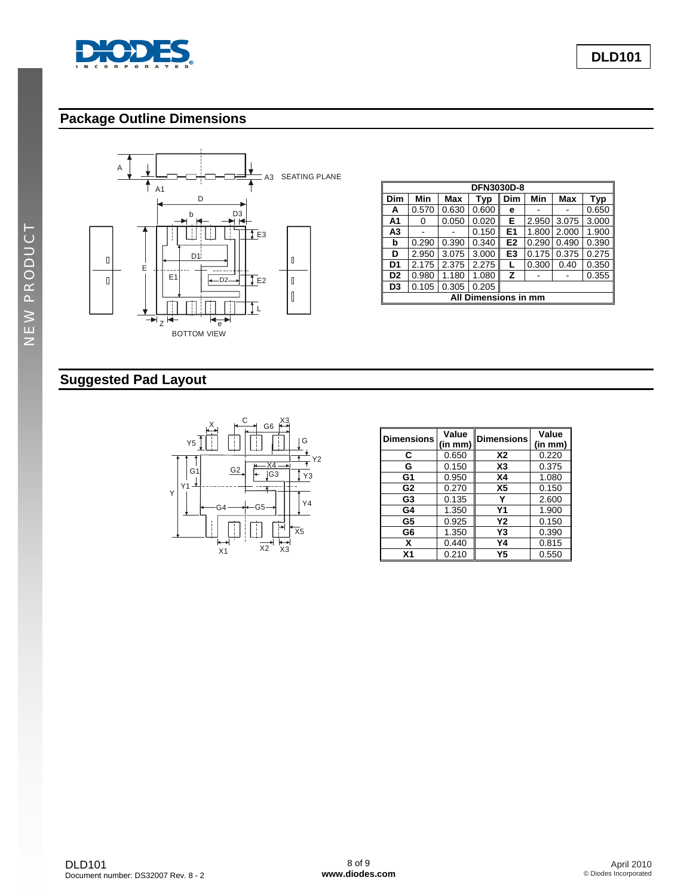## Package Outline Dimensions

| DFN3030D-8 | | | | | | | |
|---|---|---|---|---|---|---|---|
| **Dim** | **Min** | **Max** | **Typ** | **Dim** | **Min** | **Max** | **Typ** |
| **A** | 0.570 | 0.630 | 0.600 | **e** | - | - | 0.650 |
| **A1** | 0 | 0.050 | 0.020 | **E** | 2.950 | 3.075 | 3.000 |
| **A3** | - | - | 0.150 | **E1** | 1.800 | 2.000 | 1.900 |
| **b** | 0.290 | 0.390 | 0.340 | **E2** | 0.290 | 0.490 | 0.390 |
| **D** | 2.950 | 3.075 | 3.000 | **E3** | 0.175 | 0.375 | 0.275 |
| **D1** | 2.175 | 2.375 | 2.275 | **L** | 0.300 | 0.40 | 0.350 |
| **D2** | 0.980 | 1.180 | 1.080 | **Z** | - | - | 0.355 |
| **D3** | 0.105 | 0.305 | 0.205 | | | | |
| **All Dimensions in mm** | | | | | | | |

BOTTOM VIEW

## Suggested Pad Layout

| Dimensions | Value (in mm) | Dimensions | Value (in mm) |
|---|---|---|---|
| **C** | 0.650 | **X2** | 0.220 |
| **G** | 0.150 | **X3** | 0.375 |
| **G1** | 0.950 | **X4** | 1.080 |
| **G2** | 0.270 | **X5** | 0.150 |
| **G3** | 0.135 | **Y** | 2.600 |
| **G4** | 1.350 | **Y1** | 1.900 |
| **G5** | 0.925 | **Y2** | 0.150 |
| **G6** | 1.350 | **Y3** | 0.390 |
| **X** | 0.440 | **Y4** | 0.815 |
| **X1** | 0.210 | **Y5** | 0.550 |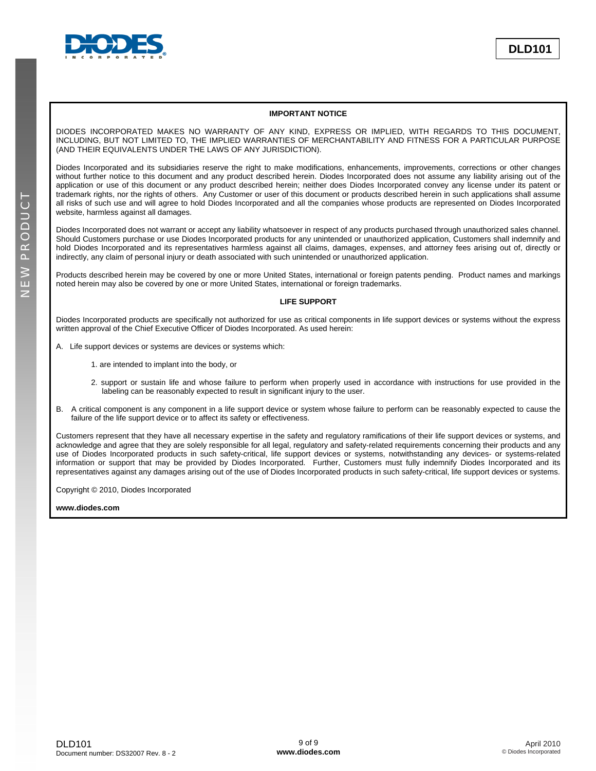**IMPORTANT NOTICE**

DIODES INCORPORATED MAKES NO WARRANTY OF ANY KIND, EXPRESS OR IMPLIED, WITH REGARDS TO THIS DOCUMENT, INCLUDING, BUT NOT LIMITED TO, THE IMPLIED WARRANTIES OF MERCHANTABILITY AND FITNESS FOR A PARTICULAR PURPOSE (AND THEIR EQUIVALENTS UNDER THE LAWS OF ANY JURISDICTION).

Diodes Incorporated and its subsidiaries reserve the right to make modifications, enhancements, improvements, corrections or other changes without further notice to this document and any product described herein. Diodes Incorporated does not assume any liability arising out of the application or use of this document or any product described herein; neither does Diodes Incorporated convey any license under its patent or trademark rights, nor the rights of others. Any Customer or user of this document or products described herein in such applications shall assume all risks of such use and will agree to hold Diodes Incorporated and all the companies whose products are represented on Diodes Incorporated website, harmless against all damages.

Diodes Incorporated does not warrant or accept any liability whatsoever in respect of any products purchased through unauthorized sales channel. Should Customers purchase or use Diodes Incorporated products for any unintended or unauthorized application, Customers shall indemnify and hold Diodes Incorporated and its representatives harmless against all claims, damages, expenses, and attorney fees arising out of, directly or indirectly, any claim of personal injury or death associated with such unintended or unauthorized application.

Products described herein may be covered by one or more United States, international or foreign patents pending. Product names and markings noted herein may also be covered by one or more United States, international or foreign trademarks.

**LIFE SUPPORT**

Diodes Incorporated products are specifically not authorized for use as critical components in life support devices or systems without the express written approval of the Chief Executive Officer of Diodes Incorporated. As used herein:

A. Life support devices or systems are devices or systems which:

1. are intended to implant into the body, or
2. support or sustain life and whose failure to perform when properly used in accordance with instructions for use provided in the labeling can be reasonably expected to result in significant injury to the user.

B. A critical component is any component in a life support device or system whose failure to perform can be reasonably expected to cause the failure of the life support device or to affect its safety or effectiveness.

Customers represent that they have all necessary expertise in the safety and regulatory ramifications of their life support devices or systems, and acknowledge and agree that they are solely responsible for all legal, regulatory and safety-related requirements concerning their products and any use of Diodes Incorporated products in such safety-critical, life support devices or systems, notwithstanding any devices- or systems-related information or support that may be provided by Diodes Incorporated. Further, Customers must fully indemnify Diodes Incorporated and its representatives against any damages arising out of the use of Diodes Incorporated products in such safety-critical, life support devices or systems.

Copyright © 2010, Diodes Incorporated

**www.diodes.com**